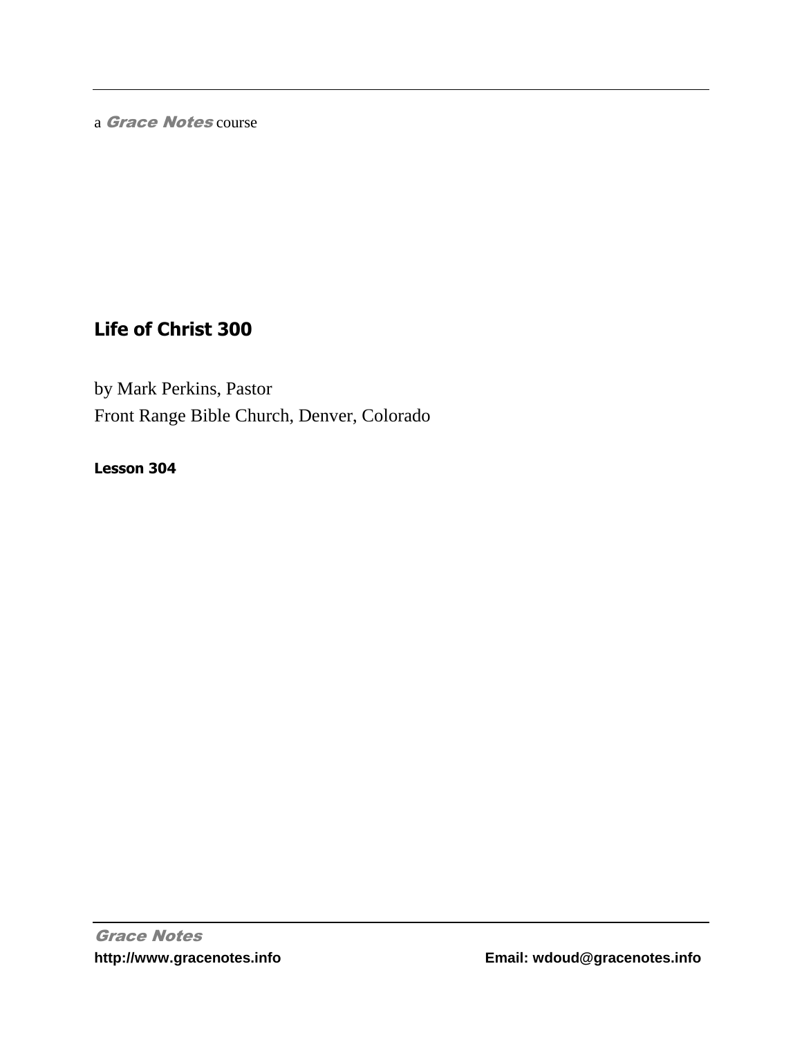a *Grace Notes* course

# Life of Christ 300

by Mark Perkins, Pastor

Front Range Bible Church, Denver, Colorado

**Lesson 304**

*Grace Notes*

**http://www.gracenotes.info** **Email: wdoud@gracenotes.info**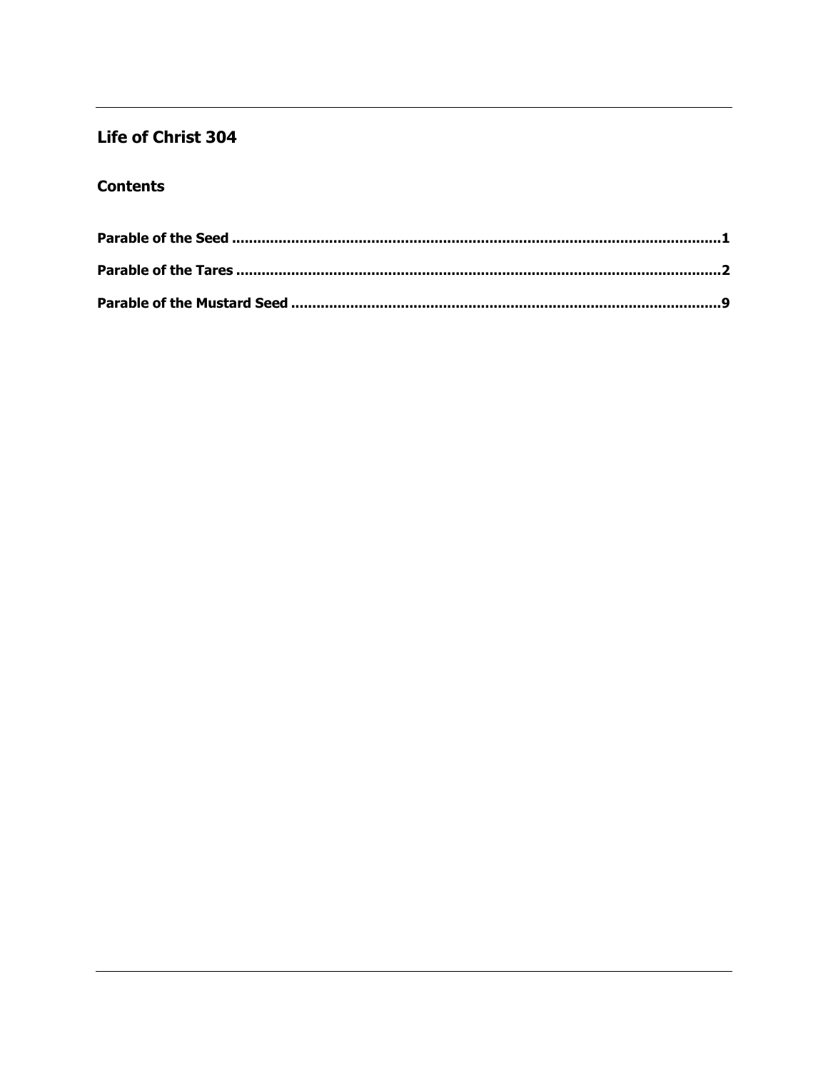## Life of Christ 304

### Contents

**Parable of the Seed ........................................................................................................1**

**Parable of the Tares ........................................................................................................2**

**Parable of the Mustard Seed ...........................................................................................9**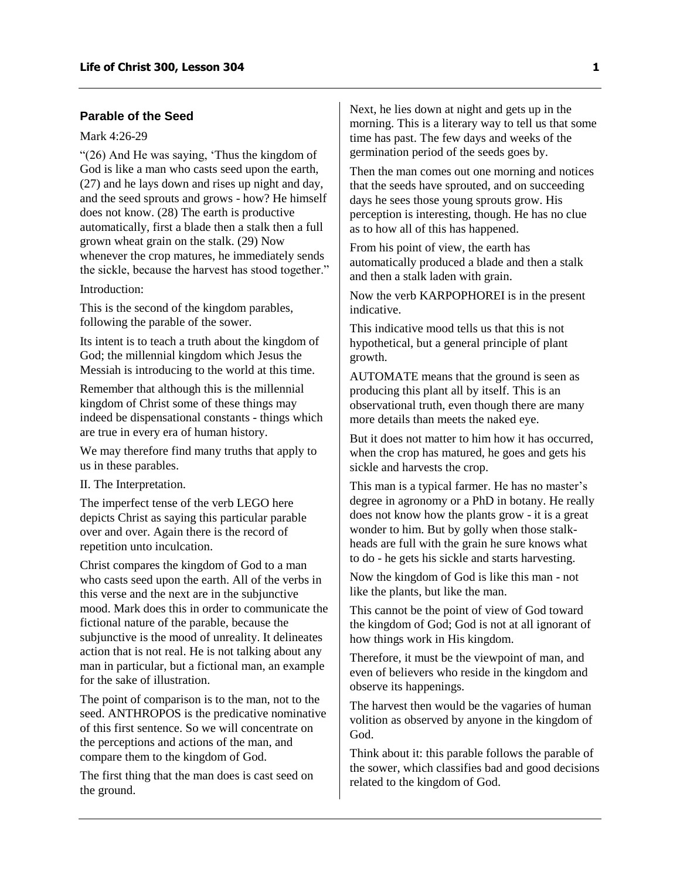## Parable of the Seed

Mark 4:26-29

"(26) And He was saying, 'Thus the kingdom of God is like a man who casts seed upon the earth, (27) and he lays down and rises up night and day, and the seed sprouts and grows - how? He himself does not know. (28) The earth is productive automatically, first a blade then a stalk then a full grown wheat grain on the stalk. (29) Now whenever the crop matures, he immediately sends the sickle, because the harvest has stood together."

Introduction:

This is the second of the kingdom parables, following the parable of the sower.

Its intent is to teach a truth about the kingdom of God; the millennial kingdom which Jesus the Messiah is introducing to the world at this time.

Remember that although this is the millennial kingdom of Christ some of these things may indeed be dispensational constants - things which are true in every era of human history.

We may therefore find many truths that apply to us in these parables.

II. The Interpretation.

The imperfect tense of the verb LEGO here depicts Christ as saying this particular parable over and over. Again there is the record of repetition unto inculcation.

Christ compares the kingdom of God to a man who casts seed upon the earth. All of the verbs in this verse and the next are in the subjunctive mood. Mark does this in order to communicate the fictional nature of the parable, because the subjunctive is the mood of unreality. It delineates action that is not real. He is not talking about any man in particular, but a fictional man, an example for the sake of illustration.

The point of comparison is to the man, not to the seed. ANTHROPOS is the predicative nominative of this first sentence. So we will concentrate on the perceptions and actions of the man, and compare them to the kingdom of God.

The first thing that the man does is cast seed on the ground.

Next, he lies down at night and gets up in the morning. This is a literary way to tell us that some time has past. The few days and weeks of the germination period of the seeds goes by.

Then the man comes out one morning and notices that the seeds have sprouted, and on succeeding days he sees those young sprouts grow. His perception is interesting, though. He has no clue as to how all of this has happened.

From his point of view, the earth has automatically produced a blade and then a stalk and then a stalk laden with grain.

Now the verb KARPOPHOREI is in the present indicative.

This indicative mood tells us that this is not hypothetical, but a general principle of plant growth.

AUTOMATE means that the ground is seen as producing this plant all by itself. This is an observational truth, even though there are many more details than meets the naked eye.

But it does not matter to him how it has occurred, when the crop has matured, he goes and gets his sickle and harvests the crop.

This man is a typical farmer. He has no master's degree in agronomy or a PhD in botany. He really does not know how the plants grow - it is a great wonder to him. But by golly when those stalk-heads are full with the grain he sure knows what to do - he gets his sickle and starts harvesting.

Now the kingdom of God is like this man - not like the plants, but like the man.

This cannot be the point of view of God toward the kingdom of God; God is not at all ignorant of how things work in His kingdom.

Therefore, it must be the viewpoint of man, and even of believers who reside in the kingdom and observe its happenings.

The harvest then would be the vagaries of human volition as observed by anyone in the kingdom of God.

Think about it: this parable follows the parable of the sower, which classifies bad and good decisions related to the kingdom of God.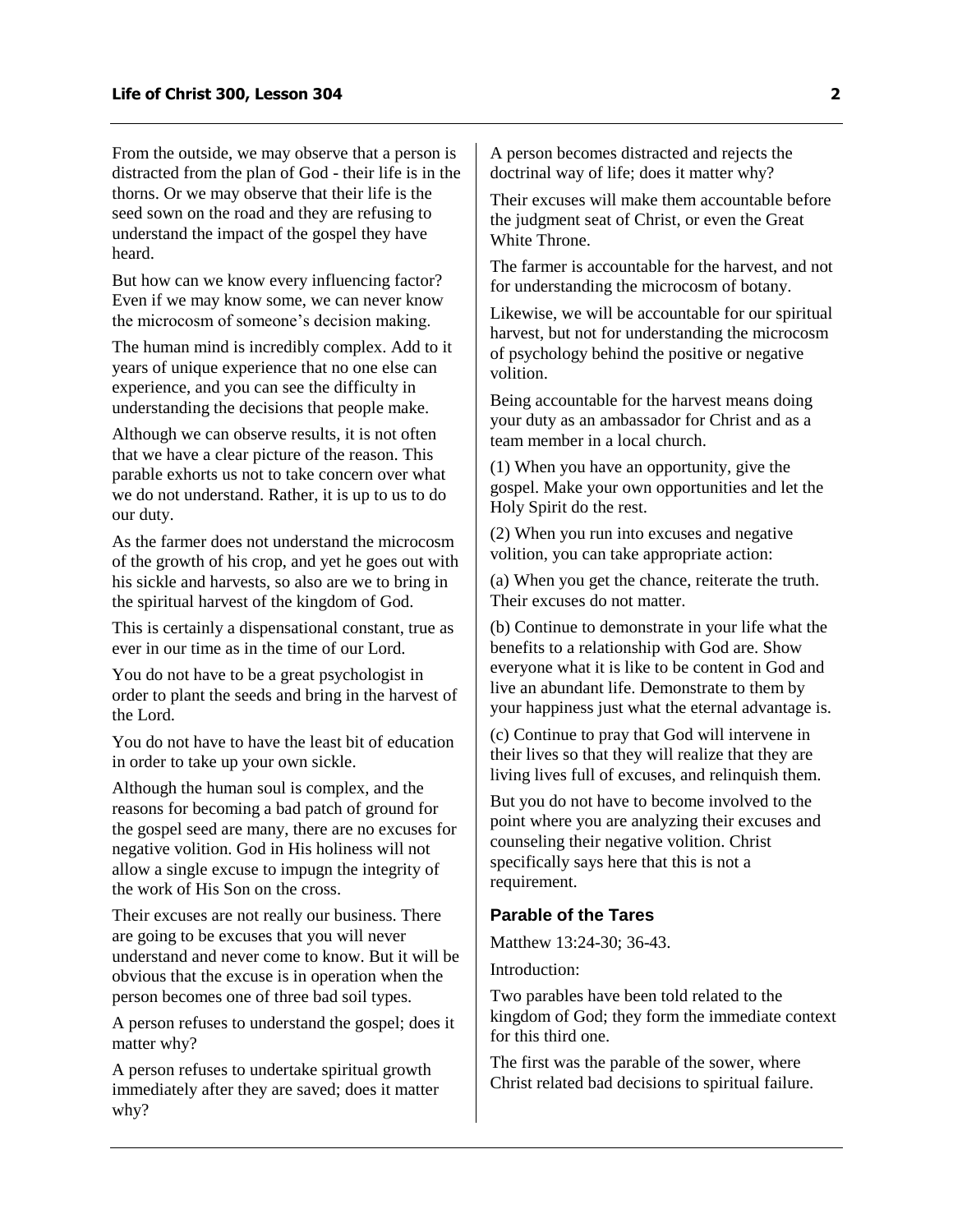From the outside, we may observe that a person is distracted from the plan of God - their life is in the thorns. Or we may observe that their life is the seed sown on the road and they are refusing to understand the impact of the gospel they have heard.

But how can we know every influencing factor? Even if we may know some, we can never know the microcosm of someone's decision making.

The human mind is incredibly complex. Add to it years of unique experience that no one else can experience, and you can see the difficulty in understanding the decisions that people make.

Although we can observe results, it is not often that we have a clear picture of the reason. This parable exhorts us not to take concern over what we do not understand. Rather, it is up to us to do our duty.

As the farmer does not understand the microcosm of the growth of his crop, and yet he goes out with his sickle and harvests, so also are we to bring in the spiritual harvest of the kingdom of God.

This is certainly a dispensational constant, true as ever in our time as in the time of our Lord.

You do not have to be a great psychologist in order to plant the seeds and bring in the harvest of the Lord.

You do not have to have the least bit of education in order to take up your own sickle.

Although the human soul is complex, and the reasons for becoming a bad patch of ground for the gospel seed are many, there are no excuses for negative volition. God in His holiness will not allow a single excuse to impugn the integrity of the work of His Son on the cross.

Their excuses are not really our business. There are going to be excuses that you will never understand and never come to know. But it will be obvious that the excuse is in operation when the person becomes one of three bad soil types.

A person refuses to understand the gospel; does it matter why?

A person refuses to undertake spiritual growth immediately after they are saved; does it matter why?

A person becomes distracted and rejects the doctrinal way of life; does it matter why?

Their excuses will make them accountable before the judgment seat of Christ, or even the Great White Throne.

The farmer is accountable for the harvest, and not for understanding the microcosm of botany.

Likewise, we will be accountable for our spiritual harvest, but not for understanding the microcosm of psychology behind the positive or negative volition.

Being accountable for the harvest means doing your duty as an ambassador for Christ and as a team member in a local church.

(1) When you have an opportunity, give the gospel. Make your own opportunities and let the Holy Spirit do the rest.

(2) When you run into excuses and negative volition, you can take appropriate action:

(a) When you get the chance, reiterate the truth. Their excuses do not matter.

(b) Continue to demonstrate in your life what the benefits to a relationship with God are. Show everyone what it is like to be content in God and live an abundant life. Demonstrate to them by your happiness just what the eternal advantage is.

(c) Continue to pray that God will intervene in their lives so that they will realize that they are living lives full of excuses, and relinquish them.

But you do not have to become involved to the point where you are analyzing their excuses and counseling their negative volition. Christ specifically says here that this is not a requirement.

### Parable of the Tares

Matthew 13:24-30; 36-43.

Introduction:

Two parables have been told related to the kingdom of God; they form the immediate context for this third one.

The first was the parable of the sower, where Christ related bad decisions to spiritual failure.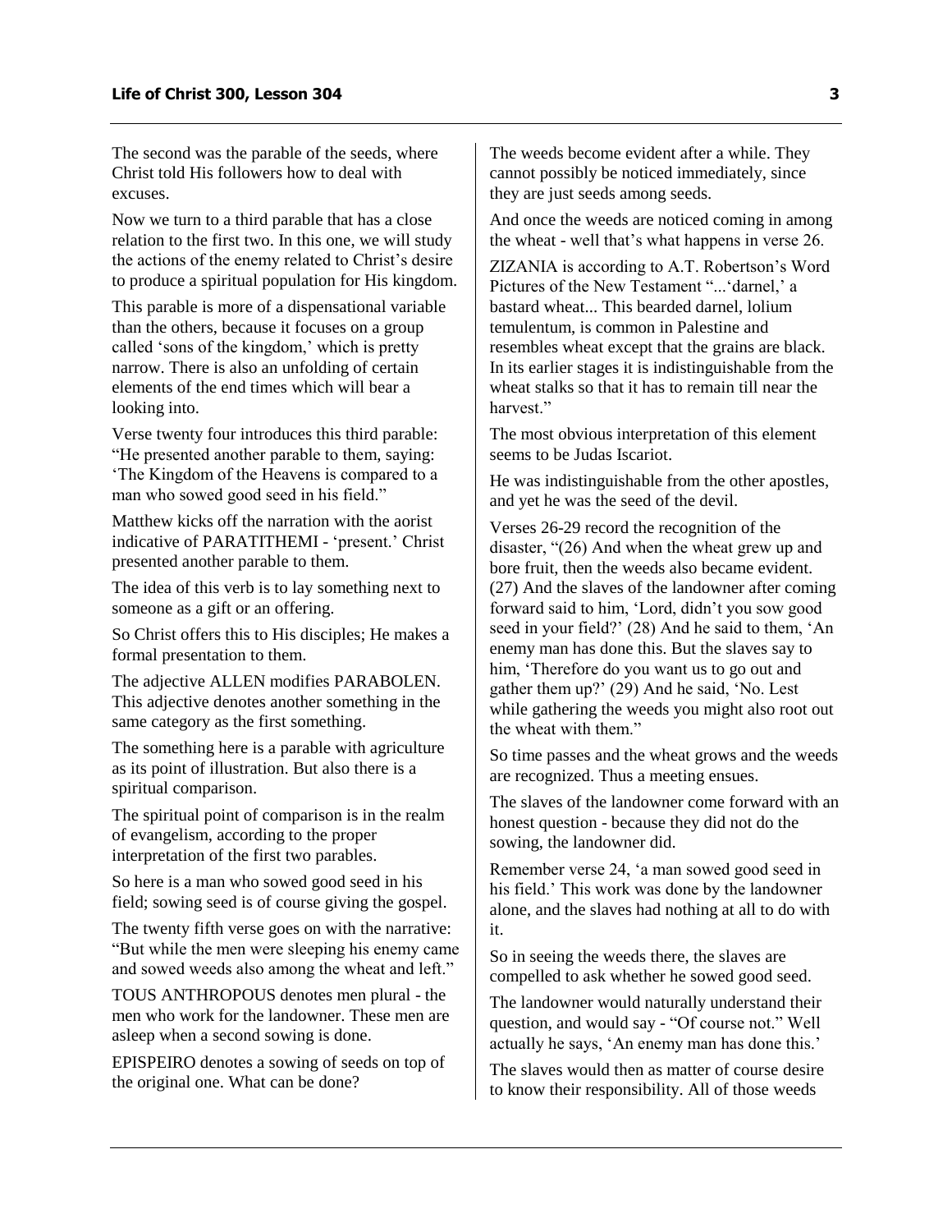The second was the parable of the seeds, where Christ told His followers how to deal with excuses.

Now we turn to a third parable that has a close relation to the first two. In this one, we will study the actions of the enemy related to Christ's desire to produce a spiritual population for His kingdom.

This parable is more of a dispensational variable than the others, because it focuses on a group called 'sons of the kingdom,' which is pretty narrow. There is also an unfolding of certain elements of the end times which will bear a looking into.

Verse twenty four introduces this third parable: "He presented another parable to them, saying: 'The Kingdom of the Heavens is compared to a man who sowed good seed in his field."

Matthew kicks off the narration with the aorist indicative of PARATITHEMI - 'present.' Christ presented another parable to them.

The idea of this verb is to lay something next to someone as a gift or an offering.

So Christ offers this to His disciples; He makes a formal presentation to them.

The adjective ALLEN modifies PARABOLEN. This adjective denotes another something in the same category as the first something.

The something here is a parable with agriculture as its point of illustration. But also there is a spiritual comparison.

The spiritual point of comparison is in the realm of evangelism, according to the proper interpretation of the first two parables.

So here is a man who sowed good seed in his field; sowing seed is of course giving the gospel.

The twenty fifth verse goes on with the narrative: "But while the men were sleeping his enemy came and sowed weeds also among the wheat and left."

TOUS ANTHROPOUS denotes men plural - the men who work for the landowner. These men are asleep when a second sowing is done.

EPISPEIRO denotes a sowing of seeds on top of the original one. What can be done?

The weeds become evident after a while. They cannot possibly be noticed immediately, since they are just seeds among seeds.

And once the weeds are noticed coming in among the wheat - well that's what happens in verse 26.

ZIZANIA is according to A.T. Robertson's Word Pictures of the New Testament "...'darnel,' a bastard wheat... This bearded darnel, lolium temulentum, is common in Palestine and resembles wheat except that the grains are black. In its earlier stages it is indistinguishable from the wheat stalks so that it has to remain till near the harvest."

The most obvious interpretation of this element seems to be Judas Iscariot.

He was indistinguishable from the other apostles, and yet he was the seed of the devil.

Verses 26-29 record the recognition of the disaster, "(26) And when the wheat grew up and bore fruit, then the weeds also became evident. (27) And the slaves of the landowner after coming forward said to him, 'Lord, didn't you sow good seed in your field?' (28) And he said to them, 'An enemy man has done this. But the slaves say to him, 'Therefore do you want us to go out and gather them up?' (29) And he said, 'No. Lest while gathering the weeds you might also root out the wheat with them."

So time passes and the wheat grows and the weeds are recognized. Thus a meeting ensues.

The slaves of the landowner come forward with an honest question - because they did not do the sowing, the landowner did.

Remember verse 24, 'a man sowed good seed in his field.' This work was done by the landowner alone, and the slaves had nothing at all to do with it.

So in seeing the weeds there, the slaves are compelled to ask whether he sowed good seed.

The landowner would naturally understand their question, and would say - "Of course not." Well actually he says, 'An enemy man has done this.'

The slaves would then as matter of course desire to know their responsibility. All of those weeds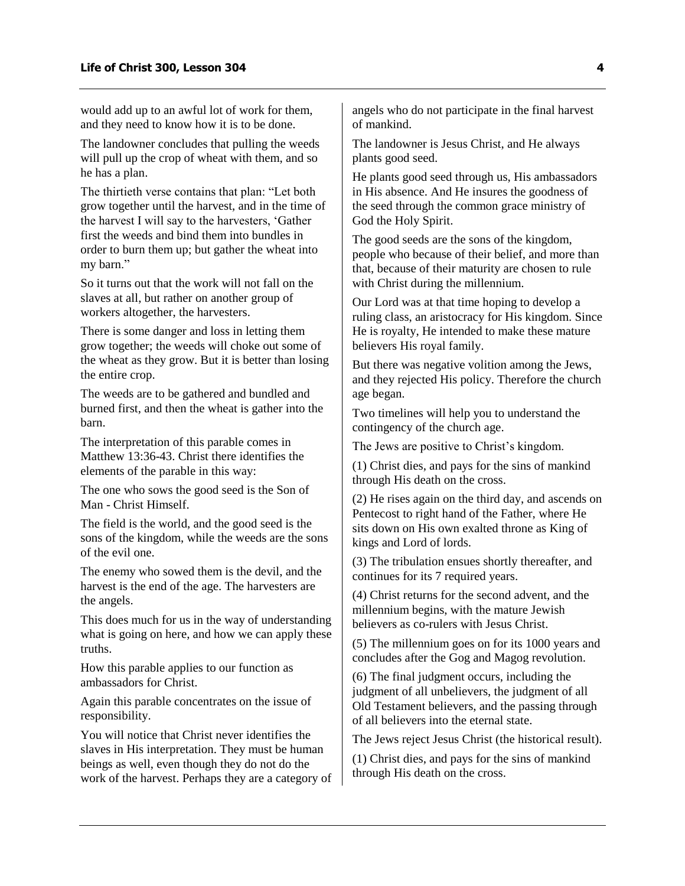would add up to an awful lot of work for them, and they need to know how it is to be done.

The landowner concludes that pulling the weeds will pull up the crop of wheat with them, and so he has a plan.

The thirtieth verse contains that plan: "Let both grow together until the harvest, and in the time of the harvest I will say to the harvesters, 'Gather first the weeds and bind them into bundles in order to burn them up; but gather the wheat into my barn."

So it turns out that the work will not fall on the slaves at all, but rather on another group of workers altogether, the harvesters.

There is some danger and loss in letting them grow together; the weeds will choke out some of the wheat as they grow. But it is better than losing the entire crop.

The weeds are to be gathered and bundled and burned first, and then the wheat is gather into the barn.

The interpretation of this parable comes in Matthew 13:36-43. Christ there identifies the elements of the parable in this way:

The one who sows the good seed is the Son of Man - Christ Himself.

The field is the world, and the good seed is the sons of the kingdom, while the weeds are the sons of the evil one.

The enemy who sowed them is the devil, and the harvest is the end of the age. The harvesters are the angels.

This does much for us in the way of understanding what is going on here, and how we can apply these truths.

How this parable applies to our function as ambassadors for Christ.

Again this parable concentrates on the issue of responsibility.

You will notice that Christ never identifies the slaves in His interpretation. They must be human beings as well, even though they do not do the work of the harvest. Perhaps they are a category of angels who do not participate in the final harvest of mankind.

The landowner is Jesus Christ, and He always plants good seed.

He plants good seed through us, His ambassadors in His absence. And He insures the goodness of the seed through the common grace ministry of God the Holy Spirit.

The good seeds are the sons of the kingdom, people who because of their belief, and more than that, because of their maturity are chosen to rule with Christ during the millennium.

Our Lord was at that time hoping to develop a ruling class, an aristocracy for His kingdom. Since He is royalty, He intended to make these mature believers His royal family.

But there was negative volition among the Jews, and they rejected His policy. Therefore the church age began.

Two timelines will help you to understand the contingency of the church age.

The Jews are positive to Christ's kingdom.

(1) Christ dies, and pays for the sins of mankind through His death on the cross.

(2) He rises again on the third day, and ascends on Pentecost to right hand of the Father, where He sits down on His own exalted throne as King of kings and Lord of lords.

(3) The tribulation ensues shortly thereafter, and continues for its 7 required years.

(4) Christ returns for the second advent, and the millennium begins, with the mature Jewish believers as co-rulers with Jesus Christ.

(5) The millennium goes on for its 1000 years and concludes after the Gog and Magog revolution.

(6) The final judgment occurs, including the judgment of all unbelievers, the judgment of all Old Testament believers, and the passing through of all believers into the eternal state.

The Jews reject Jesus Christ (the historical result).

(1) Christ dies, and pays for the sins of mankind through His death on the cross.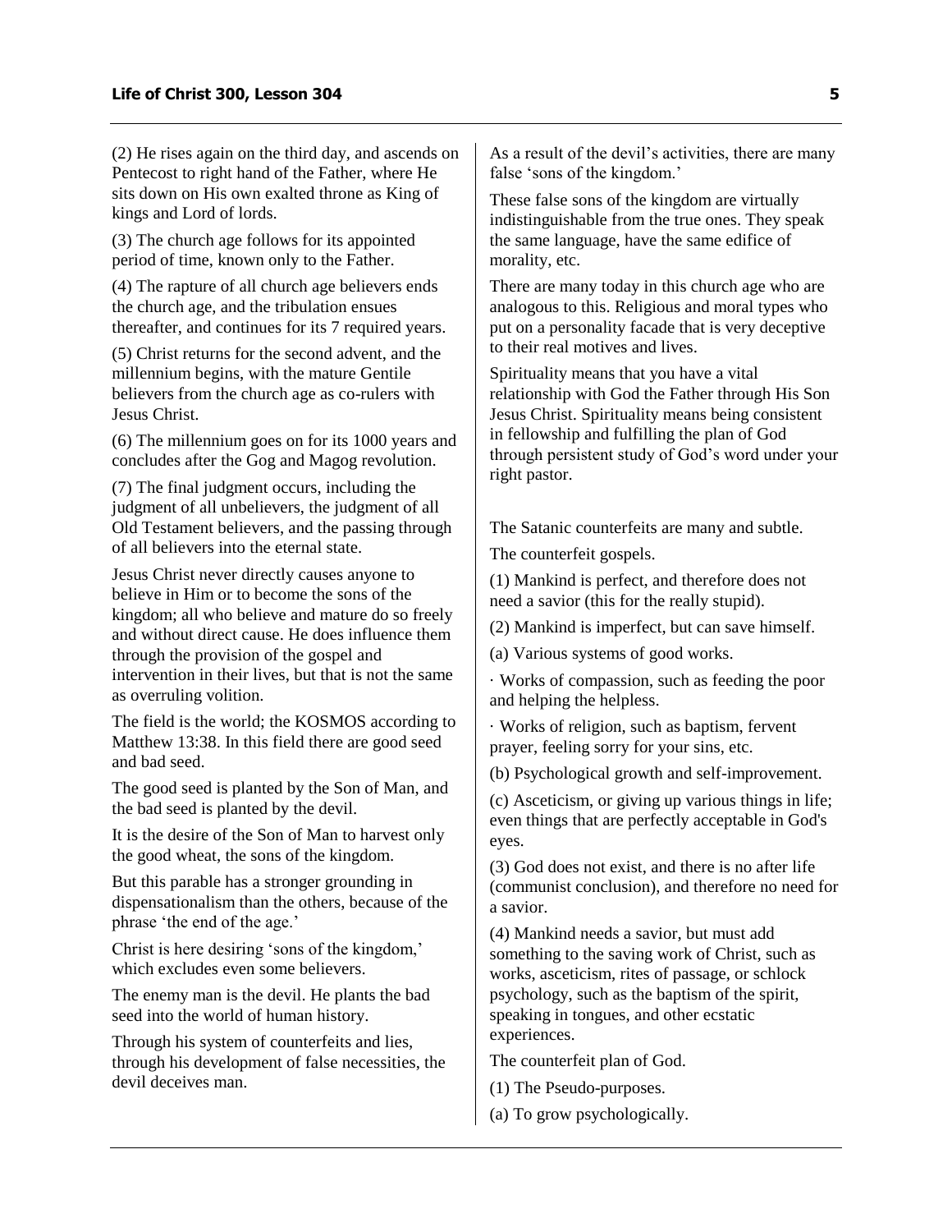(2) He rises again on the third day, and ascends on Pentecost to right hand of the Father, where He sits down on His own exalted throne as King of kings and Lord of lords.

(3) The church age follows for its appointed period of time, known only to the Father.

(4) The rapture of all church age believers ends the church age, and the tribulation ensues thereafter, and continues for its 7 required years.

(5) Christ returns for the second advent, and the millennium begins, with the mature Gentile believers from the church age as co-rulers with Jesus Christ.

(6) The millennium goes on for its 1000 years and concludes after the Gog and Magog revolution.

(7) The final judgment occurs, including the judgment of all unbelievers, the judgment of all Old Testament believers, and the passing through of all believers into the eternal state.

Jesus Christ never directly causes anyone to believe in Him or to become the sons of the kingdom; all who believe and mature do so freely and without direct cause. He does influence them through the provision of the gospel and intervention in their lives, but that is not the same as overruling volition.

The field is the world; the KOSMOS according to Matthew 13:38. In this field there are good seed and bad seed.

The good seed is planted by the Son of Man, and the bad seed is planted by the devil.

It is the desire of the Son of Man to harvest only the good wheat, the sons of the kingdom.

But this parable has a stronger grounding in dispensationalism than the others, because of the phrase 'the end of the age.'

Christ is here desiring 'sons of the kingdom,' which excludes even some believers.

The enemy man is the devil. He plants the bad seed into the world of human history.

Through his system of counterfeits and lies, through his development of false necessities, the devil deceives man.

As a result of the devil's activities, there are many false 'sons of the kingdom.'

These false sons of the kingdom are virtually indistinguishable from the true ones. They speak the same language, have the same edifice of morality, etc.

There are many today in this church age who are analogous to this. Religious and moral types who put on a personality facade that is very deceptive to their real motives and lives.

Spirituality means that you have a vital relationship with God the Father through His Son Jesus Christ. Spirituality means being consistent in fellowship and fulfilling the plan of God through persistent study of God's word under your right pastor.

The Satanic counterfeits are many and subtle.

The counterfeit gospels.

(1) Mankind is perfect, and therefore does not need a savior (this for the really stupid).

(2) Mankind is imperfect, but can save himself.

(a) Various systems of good works.

· Works of compassion, such as feeding the poor and helping the helpless.

· Works of religion, such as baptism, fervent prayer, feeling sorry for your sins, etc.

(b) Psychological growth and self-improvement.

(c) Asceticism, or giving up various things in life; even things that are perfectly acceptable in God's eyes.

(3) God does not exist, and there is no after life (communist conclusion), and therefore no need for a savior.

(4) Mankind needs a savior, but must add something to the saving work of Christ, such as works, asceticism, rites of passage, or schlock psychology, such as the baptism of the spirit, speaking in tongues, and other ecstatic experiences.

The counterfeit plan of God.

(1) The Pseudo-purposes.

(a) To grow psychologically.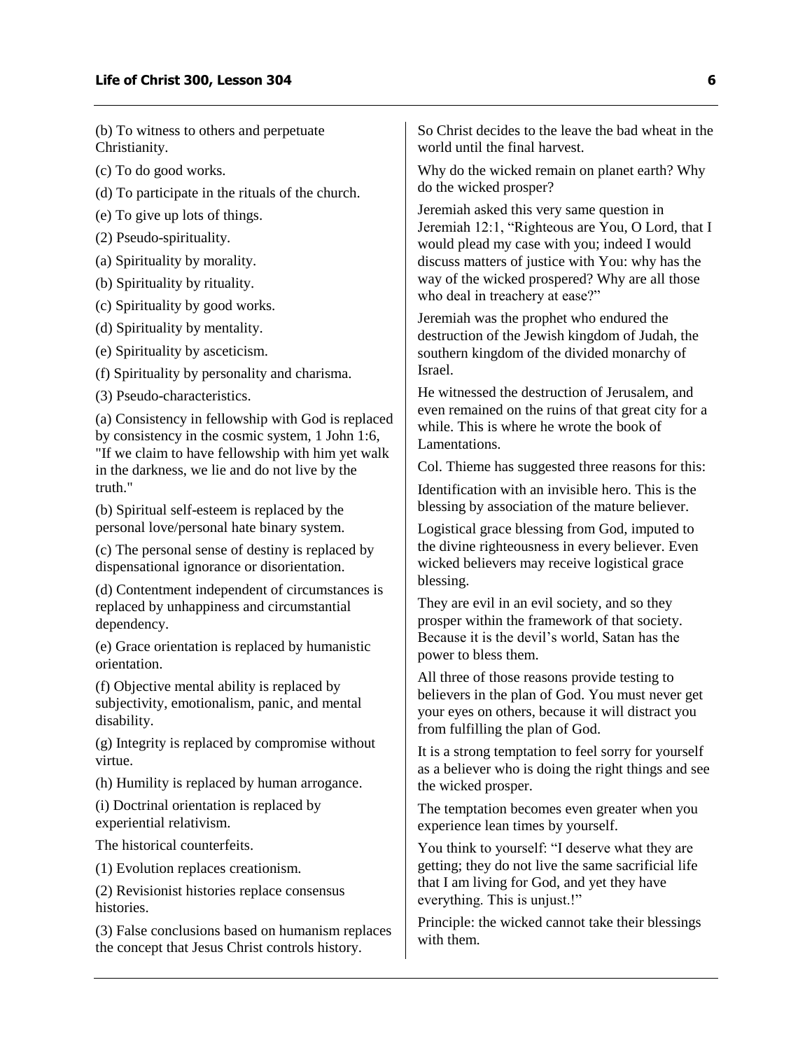(b) To witness to others and perpetuate Christianity.

(c) To do good works.

(d) To participate in the rituals of the church.

(e) To give up lots of things.

(2) Pseudo-spirituality.

(a) Spirituality by morality.

(b) Spirituality by rituality.

(c) Spirituality by good works.

(d) Spirituality by mentality.

(e) Spirituality by asceticism.

(f) Spirituality by personality and charisma.

(3) Pseudo-characteristics.

(a) Consistency in fellowship with God is replaced by consistency in the cosmic system, 1 John 1:6, "If we claim to have fellowship with him yet walk in the darkness, we lie and do not live by the truth."

(b) Spiritual self-esteem is replaced by the personal love/personal hate binary system.

(c) The personal sense of destiny is replaced by dispensational ignorance or disorientation.

(d) Contentment independent of circumstances is replaced by unhappiness and circumstantial dependency.

(e) Grace orientation is replaced by humanistic orientation.

(f) Objective mental ability is replaced by subjectivity, emotionalism, panic, and mental disability.

(g) Integrity is replaced by compromise without virtue.

(h) Humility is replaced by human arrogance.

(i) Doctrinal orientation is replaced by experiential relativism.

The historical counterfeits.

(1) Evolution replaces creationism.

(2) Revisionist histories replace consensus histories.

(3) False conclusions based on humanism replaces the concept that Jesus Christ controls history.

So Christ decides to the leave the bad wheat in the world until the final harvest.

Why do the wicked remain on planet earth? Why do the wicked prosper?

Jeremiah asked this very same question in Jeremiah 12:1, "Righteous are You, O Lord, that I would plead my case with you; indeed I would discuss matters of justice with You: why has the way of the wicked prospered? Why are all those who deal in treachery at ease?"

Jeremiah was the prophet who endured the destruction of the Jewish kingdom of Judah, the southern kingdom of the divided monarchy of Israel.

He witnessed the destruction of Jerusalem, and even remained on the ruins of that great city for a while. This is where he wrote the book of Lamentations.

Col. Thieme has suggested three reasons for this:

Identification with an invisible hero. This is the blessing by association of the mature believer.

Logistical grace blessing from God, imputed to the divine righteousness in every believer. Even wicked believers may receive logistical grace blessing.

They are evil in an evil society, and so they prosper within the framework of that society. Because it is the devil's world, Satan has the power to bless them.

All three of those reasons provide testing to believers in the plan of God. You must never get your eyes on others, because it will distract you from fulfilling the plan of God.

It is a strong temptation to feel sorry for yourself as a believer who is doing the right things and see the wicked prosper.

The temptation becomes even greater when you experience lean times by yourself.

You think to yourself: "I deserve what they are getting; they do not live the same sacrificial life that I am living for God, and yet they have everything. This is unjust.!"

Principle: the wicked cannot take their blessings with them.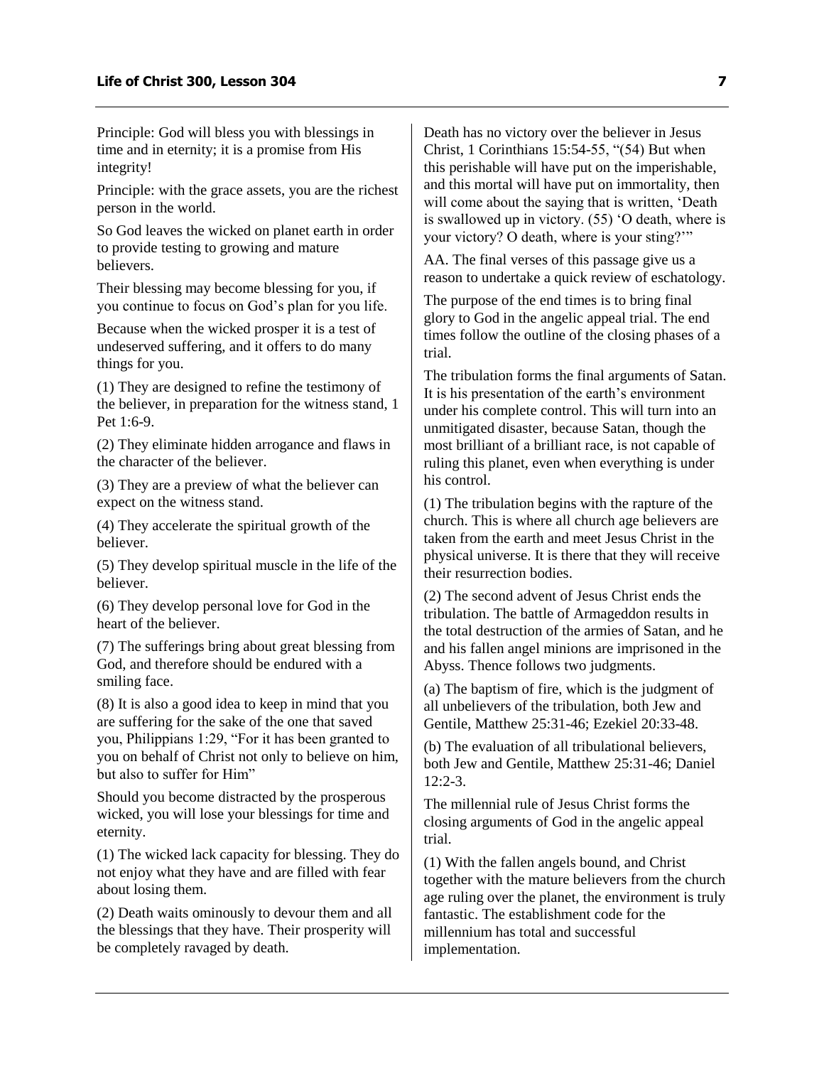Principle: God will bless you with blessings in time and in eternity; it is a promise from His integrity!

Principle: with the grace assets, you are the richest person in the world.

So God leaves the wicked on planet earth in order to provide testing to growing and mature believers.

Their blessing may become blessing for you, if you continue to focus on God's plan for you life.

Because when the wicked prosper it is a test of undeserved suffering, and it offers to do many things for you.

(1) They are designed to refine the testimony of the believer, in preparation for the witness stand, 1 Pet 1:6-9.

(2) They eliminate hidden arrogance and flaws in the character of the believer.

(3) They are a preview of what the believer can expect on the witness stand.

(4) They accelerate the spiritual growth of the believer.

(5) They develop spiritual muscle in the life of the believer.

(6) They develop personal love for God in the heart of the believer.

(7) The sufferings bring about great blessing from God, and therefore should be endured with a smiling face.

(8) It is also a good idea to keep in mind that you are suffering for the sake of the one that saved you, Philippians 1:29, "For it has been granted to you on behalf of Christ not only to believe on him, but also to suffer for Him"

Should you become distracted by the prosperous wicked, you will lose your blessings for time and eternity.

(1) The wicked lack capacity for blessing. They do not enjoy what they have and are filled with fear about losing them.

(2) Death waits ominously to devour them and all the blessings that they have. Their prosperity will be completely ravaged by death.

Death has no victory over the believer in Jesus Christ, 1 Corinthians 15:54-55, "(54) But when this perishable will have put on the imperishable, and this mortal will have put on immortality, then will come about the saying that is written, 'Death is swallowed up in victory. (55) 'O death, where is your victory? O death, where is your sting?'"

AA. The final verses of this passage give us a reason to undertake a quick review of eschatology.

The purpose of the end times is to bring final glory to God in the angelic appeal trial. The end times follow the outline of the closing phases of a trial.

The tribulation forms the final arguments of Satan. It is his presentation of the earth's environment under his complete control. This will turn into an unmitigated disaster, because Satan, though the most brilliant of a brilliant race, is not capable of ruling this planet, even when everything is under his control.

(1) The tribulation begins with the rapture of the church. This is where all church age believers are taken from the earth and meet Jesus Christ in the physical universe. It is there that they will receive their resurrection bodies.

(2) The second advent of Jesus Christ ends the tribulation. The battle of Armageddon results in the total destruction of the armies of Satan, and he and his fallen angel minions are imprisoned in the Abyss. Thence follows two judgments.

(a) The baptism of fire, which is the judgment of all unbelievers of the tribulation, both Jew and Gentile, Matthew 25:31-46; Ezekiel 20:33-48.

(b) The evaluation of all tribulational believers, both Jew and Gentile, Matthew 25:31-46; Daniel 12:2-3.

The millennial rule of Jesus Christ forms the closing arguments of God in the angelic appeal trial.

(1) With the fallen angels bound, and Christ together with the mature believers from the church age ruling over the planet, the environment is truly fantastic. The establishment code for the millennium has total and successful implementation.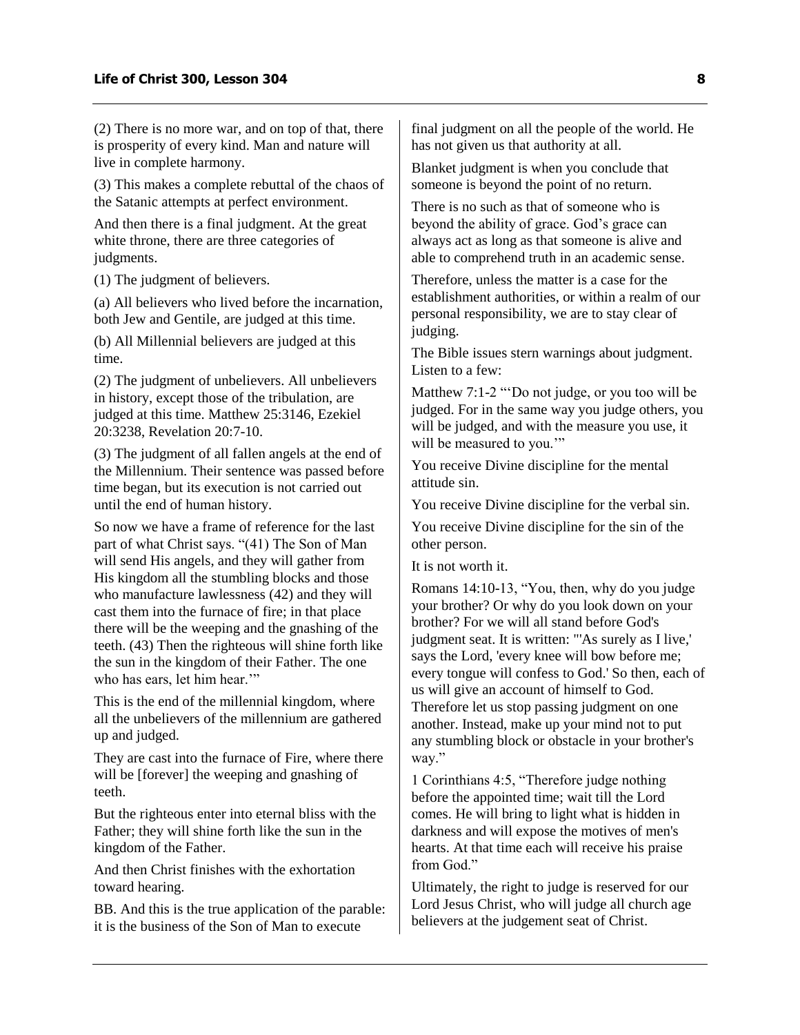(2) There is no more war, and on top of that, there is prosperity of every kind. Man and nature will live in complete harmony.

(3) This makes a complete rebuttal of the chaos of the Satanic attempts at perfect environment.

And then there is a final judgment. At the great white throne, there are three categories of judgments.

(1) The judgment of believers.

(a) All believers who lived before the incarnation, both Jew and Gentile, are judged at this time.

(b) All Millennial believers are judged at this time.

(2) The judgment of unbelievers. All unbelievers in history, except those of the tribulation, are judged at this time. Matthew 25:3146, Ezekiel 20:3238, Revelation 20:7-10.

(3) The judgment of all fallen angels at the end of the Millennium. Their sentence was passed before time began, but its execution is not carried out until the end of human history.

So now we have a frame of reference for the last part of what Christ says. "(41) The Son of Man will send His angels, and they will gather from His kingdom all the stumbling blocks and those who manufacture lawlessness (42) and they will cast them into the furnace of fire; in that place there will be the weeping and the gnashing of the teeth. (43) Then the righteous will shine forth like the sun in the kingdom of their Father. The one who has ears, let him hear.'"

This is the end of the millennial kingdom, where all the unbelievers of the millennium are gathered up and judged.

They are cast into the furnace of Fire, where there will be [forever] the weeping and gnashing of teeth.

But the righteous enter into eternal bliss with the Father; they will shine forth like the sun in the kingdom of the Father.

And then Christ finishes with the exhortation toward hearing.

BB. And this is the true application of the parable: it is the business of the Son of Man to execute final judgment on all the people of the world. He has not given us that authority at all.

Blanket judgment is when you conclude that someone is beyond the point of no return.

There is no such as that of someone who is beyond the ability of grace. God's grace can always act as long as that someone is alive and able to comprehend truth in an academic sense.

Therefore, unless the matter is a case for the establishment authorities, or within a realm of our personal responsibility, we are to stay clear of judging.

The Bible issues stern warnings about judgment. Listen to a few:

Matthew 7:1-2 "'Do not judge, or you too will be judged. For in the same way you judge others, you will be judged, and with the measure you use, it will be measured to you.'"

You receive Divine discipline for the mental attitude sin.

You receive Divine discipline for the verbal sin.

You receive Divine discipline for the sin of the other person.

It is not worth it.

Romans 14:10-13, "You, then, why do you judge your brother? Or why do you look down on your brother? For we will all stand before God's judgment seat. It is written: "'As surely as I live,' says the Lord, 'every knee will bow before me; every tongue will confess to God.' So then, each of us will give an account of himself to God. Therefore let us stop passing judgment on one another. Instead, make up your mind not to put any stumbling block or obstacle in your brother's way."

1 Corinthians 4:5, "Therefore judge nothing before the appointed time; wait till the Lord comes. He will bring to light what is hidden in darkness and will expose the motives of men's hearts. At that time each will receive his praise from God."

Ultimately, the right to judge is reserved for our Lord Jesus Christ, who will judge all church age believers at the judgement seat of Christ.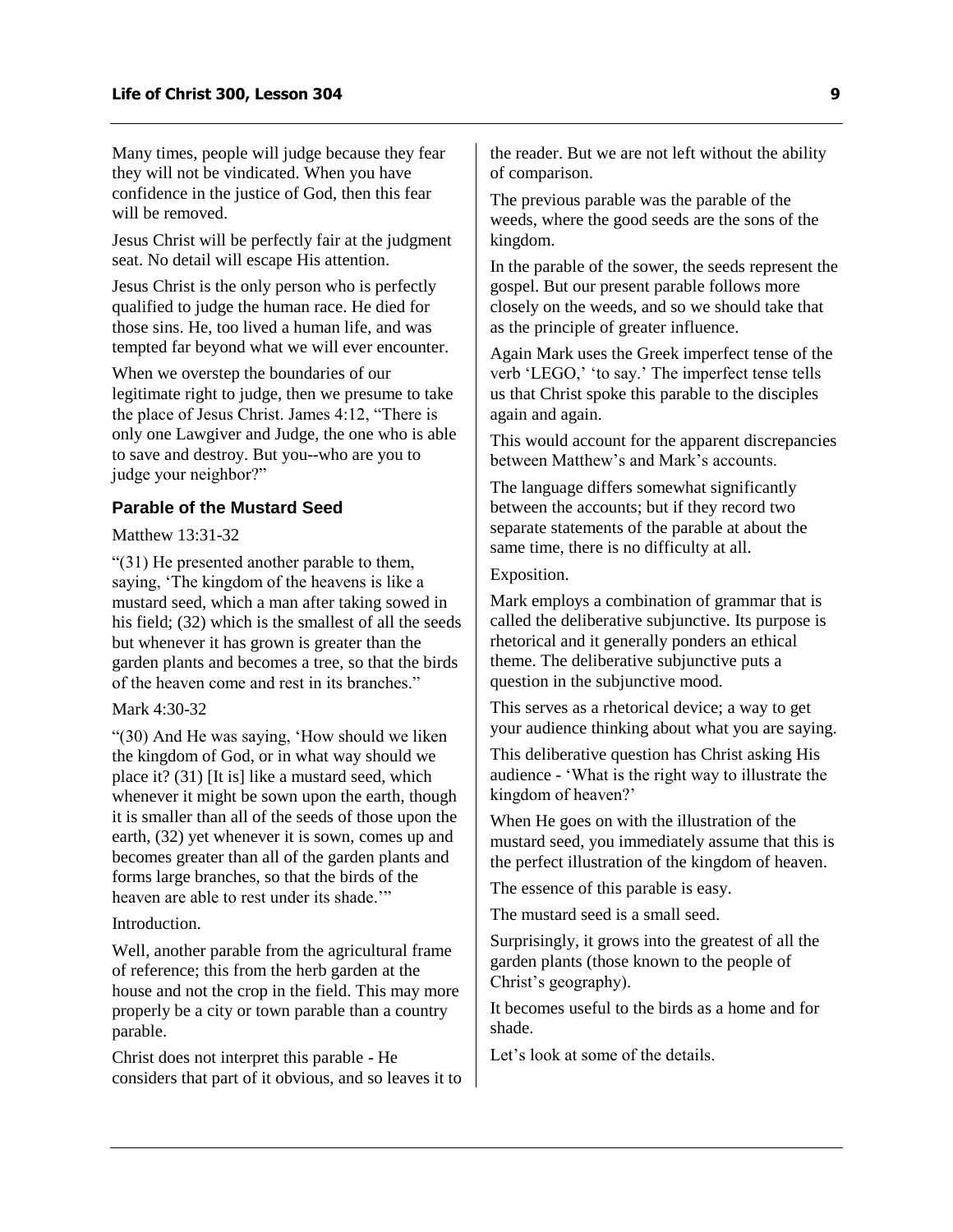Many times, people will judge because they fear they will not be vindicated. When you have confidence in the justice of God, then this fear will be removed.

Jesus Christ will be perfectly fair at the judgment seat. No detail will escape His attention.

Jesus Christ is the only person who is perfectly qualified to judge the human race. He died for those sins. He, too lived a human life, and was tempted far beyond what we will ever encounter.

When we overstep the boundaries of our legitimate right to judge, then we presume to take the place of Jesus Christ. James 4:12, "There is only one Lawgiver and Judge, the one who is able to save and destroy. But you--who are you to judge your neighbor?"

### Parable of the Mustard Seed

Matthew 13:31-32

"(31) He presented another parable to them, saying, 'The kingdom of the heavens is like a mustard seed, which a man after taking sowed in his field; (32) which is the smallest of all the seeds but whenever it has grown is greater than the garden plants and becomes a tree, so that the birds of the heaven come and rest in its branches."

Mark 4:30-32

"(30) And He was saying, 'How should we liken the kingdom of God, or in what way should we place it? (31) [It is] like a mustard seed, which whenever it might be sown upon the earth, though it is smaller than all of the seeds of those upon the earth, (32) yet whenever it is sown, comes up and becomes greater than all of the garden plants and forms large branches, so that the birds of the heaven are able to rest under its shade.'"

Introduction.

Well, another parable from the agricultural frame of reference; this from the herb garden at the house and not the crop in the field. This may more properly be a city or town parable than a country parable.

Christ does not interpret this parable - He considers that part of it obvious, and so leaves it to the reader. But we are not left without the ability of comparison.

The previous parable was the parable of the weeds, where the good seeds are the sons of the kingdom.

In the parable of the sower, the seeds represent the gospel. But our present parable follows more closely on the weeds, and so we should take that as the principle of greater influence.

Again Mark uses the Greek imperfect tense of the verb 'LEGO,' 'to say.' The imperfect tense tells us that Christ spoke this parable to the disciples again and again.

This would account for the apparent discrepancies between Matthew's and Mark's accounts.

The language differs somewhat significantly between the accounts; but if they record two separate statements of the parable at about the same time, there is no difficulty at all.

Exposition.

Mark employs a combination of grammar that is called the deliberative subjunctive. Its purpose is rhetorical and it generally ponders an ethical theme. The deliberative subjunctive puts a question in the subjunctive mood.

This serves as a rhetorical device; a way to get your audience thinking about what you are saying.

This deliberative question has Christ asking His audience - 'What is the right way to illustrate the kingdom of heaven?'

When He goes on with the illustration of the mustard seed, you immediately assume that this is the perfect illustration of the kingdom of heaven.

The essence of this parable is easy.

The mustard seed is a small seed.

Surprisingly, it grows into the greatest of all the garden plants (those known to the people of Christ's geography).

It becomes useful to the birds as a home and for shade.

Let's look at some of the details.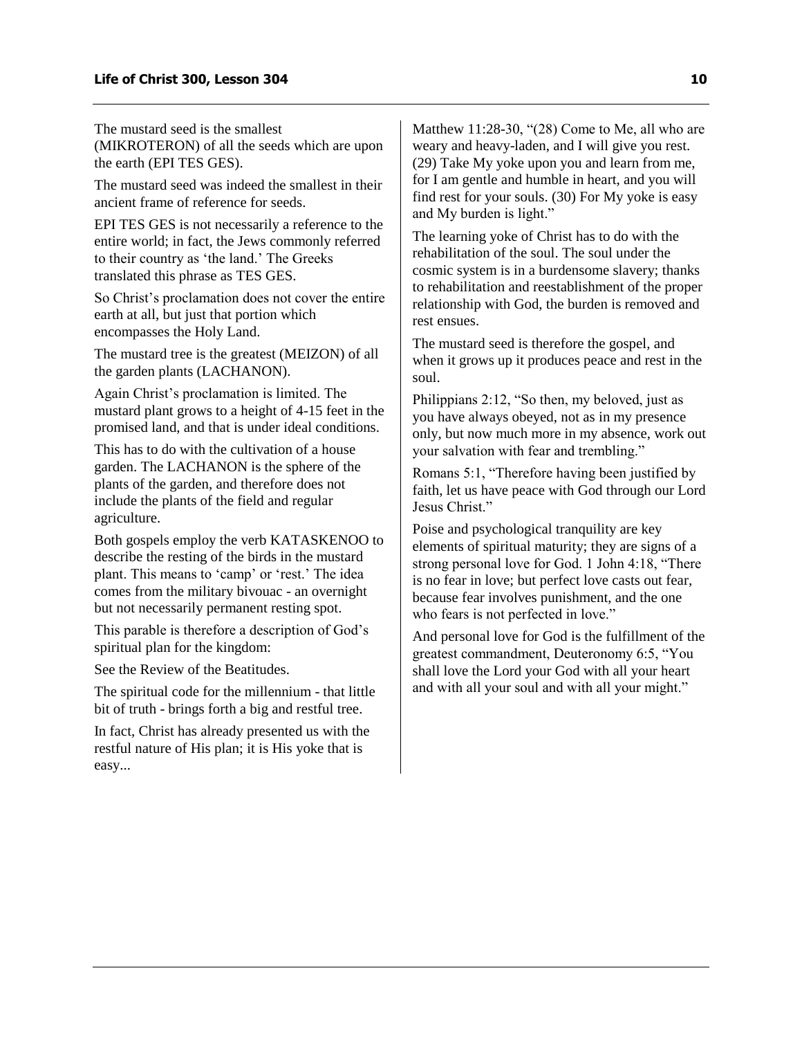The mustard seed is the smallest (MIKROTERON) of all the seeds which are upon the earth (EPI TES GES).

The mustard seed was indeed the smallest in their ancient frame of reference for seeds.

EPI TES GES is not necessarily a reference to the entire world; in fact, the Jews commonly referred to their country as 'the land.' The Greeks translated this phrase as TES GES.

So Christ's proclamation does not cover the entire earth at all, but just that portion which encompasses the Holy Land.

The mustard tree is the greatest (MEIZON) of all the garden plants (LACHANON).

Again Christ's proclamation is limited. The mustard plant grows to a height of 4-15 feet in the promised land, and that is under ideal conditions.

This has to do with the cultivation of a house garden. The LACHANON is the sphere of the plants of the garden, and therefore does not include the plants of the field and regular agriculture.

Both gospels employ the verb KATASKENOO to describe the resting of the birds in the mustard plant. This means to 'camp' or 'rest.' The idea comes from the military bivouac - an overnight but not necessarily permanent resting spot.

This parable is therefore a description of God's spiritual plan for the kingdom:

See the Review of the Beatitudes.

The spiritual code for the millennium - that little bit of truth - brings forth a big and restful tree.

In fact, Christ has already presented us with the restful nature of His plan; it is His yoke that is easy...

Matthew 11:28-30, "(28) Come to Me, all who are weary and heavy-laden, and I will give you rest. (29) Take My yoke upon you and learn from me, for I am gentle and humble in heart, and you will find rest for your souls. (30) For My yoke is easy and My burden is light."

The learning yoke of Christ has to do with the rehabilitation of the soul. The soul under the cosmic system is in a burdensome slavery; thanks to rehabilitation and reestablishment of the proper relationship with God, the burden is removed and rest ensues.

The mustard seed is therefore the gospel, and when it grows up it produces peace and rest in the soul.

Philippians 2:12, "So then, my beloved, just as you have always obeyed, not as in my presence only, but now much more in my absence, work out your salvation with fear and trembling."

Romans 5:1, "Therefore having been justified by faith, let us have peace with God through our Lord Jesus Christ."

Poise and psychological tranquility are key elements of spiritual maturity; they are signs of a strong personal love for God. 1 John 4:18, "There is no fear in love; but perfect love casts out fear, because fear involves punishment, and the one who fears is not perfected in love."

And personal love for God is the fulfillment of the greatest commandment, Deuteronomy 6:5, "You shall love the Lord your God with all your heart and with all your soul and with all your might."